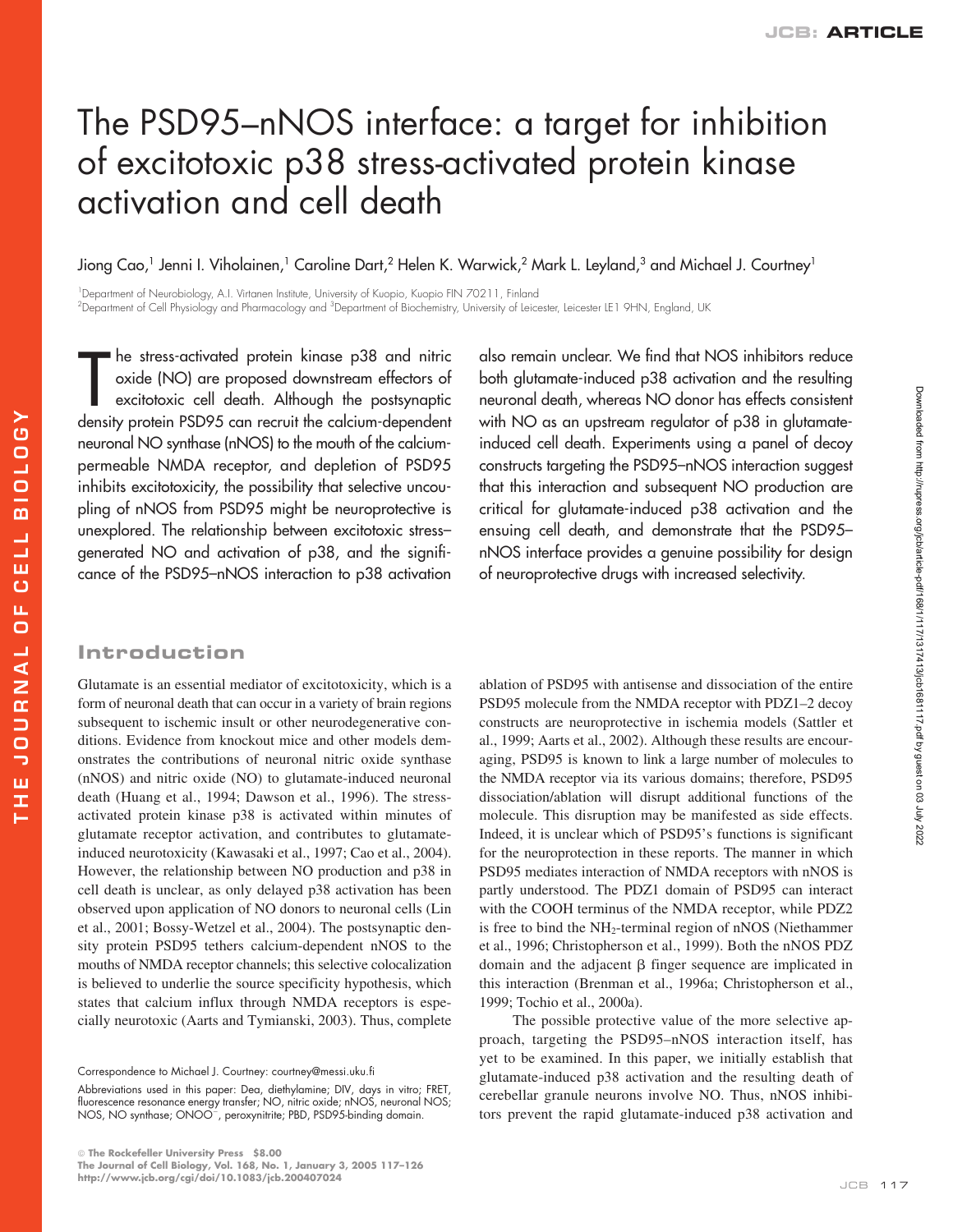# The PSD95–nNOS interface: a target for inhibition of excitotoxic p38 stress-activated protein kinase activation and cell death

Jiong Cao,[1] Jenni I. Viholainen,[1] Caroline Dart,[2] Helen K. Warwick,[2] Mark L. Leyland,[3] and Michael J. Courtney[1]

[1]Department of Neurobiology, A.I. Virtanen Institute, University of Kuopio, Kuopio FIN 70211, Finland
[2]Department of Cell Physiology and Pharmacology and [3]Department of Biochemistry, University of Leicester, Leicester LE1 9HN, England, UK

The stress-activated protein kinase p38 and nitric oxide (NO) are proposed downstream effectors of excitotoxic cell death. Although the postsynaptic density protein PSD95 can recruit the calcium-dependent neuronal NO synthase (nNOS) to the mouth of the calcium-permeable NMDA receptor, and depletion of PSD95 inhibits excitotoxicity, the possibility that selective uncoupling of nNOS from PSD95 might be neuroprotective is unexplored. The relationship between excitotoxic stress–generated NO and activation of p38, and the significance of the PSD95–nNOS interaction to p38 activation also remain unclear. We find that NOS inhibitors reduce both glutamate-induced p38 activation and the resulting neuronal death, whereas NO donor has effects consistent with NO as an upstream regulator of p38 in glutamate-induced cell death. Experiments using a panel of decoy constructs targeting the PSD95–nNOS interaction suggest that this interaction and subsequent NO production are critical for glutamate-induced p38 activation and the ensuing cell death, and demonstrate that the PSD95–nNOS interface provides a genuine possibility for design of neuroprotective drugs with increased selectivity.

## Introduction

Glutamate is an essential mediator of excitotoxicity, which is a form of neuronal death that can occur in a variety of brain regions subsequent to ischemic insult or other neurodegenerative conditions. Evidence from knockout mice and other models demonstrates the contributions of neuronal nitric oxide synthase (nNOS) and nitric oxide (NO) to glutamate-induced neuronal death (Huang et al., 1994; Dawson et al., 1996). The stress-activated protein kinase p38 is activated within minutes of glutamate receptor activation, and contributes to glutamate-induced neurotoxicity (Kawasaki et al., 1997; Cao et al., 2004). However, the relationship between NO production and p38 in cell death is unclear, as only delayed p38 activation has been observed upon application of NO donors to neuronal cells (Lin et al., 2001; Bossy-Wetzel et al., 2004). The postsynaptic density protein PSD95 tethers calcium-dependent nNOS to the mouths of NMDA receptor channels; this selective colocalization is believed to underlie the source specificity hypothesis, which states that calcium influx through NMDA receptors is especially neurotoxic (Aarts and Tymianski, 2003). Thus, complete ablation of PSD95 with antisense and dissociation of the entire PSD95 molecule from the NMDA receptor with PDZ1–2 decoy constructs are neuroprotective in ischemia models (Sattler et al., 1999; Aarts et al., 2002). Although these results are encouraging, PSD95 is known to link a large number of molecules to the NMDA receptor via its various domains; therefore, PSD95 dissociation/ablation will disrupt additional functions of the molecule. This disruption may be manifested as side effects. Indeed, it is unclear which of PSD95's functions is significant for the neuroprotection in these reports. The manner in which PSD95 mediates interaction of NMDA receptors with nNOS is partly understood. The PDZ1 domain of PSD95 can interact with the COOH terminus of the NMDA receptor, while PDZ2 is free to bind the $NH_2$-terminal region of nNOS (Niethammer et al., 1996; Christopherson et al., 1999). Both the nNOS PDZ domain and the adjacent β finger sequence are implicated in this interaction (Brenman et al., 1996a; Christopherson et al., 1999; Tochio et al., 2000a).

The possible protective value of the more selective approach, targeting the PSD95–nNOS interaction itself, has yet to be examined. In this paper, we initially establish that glutamate-induced p38 activation and the resulting death of cerebellar granule neurons involve NO. Thus, nNOS inhibitors prevent the rapid glutamate-induced p38 activation and

Correspondence to Michael J. Courtney: courtney@messi.uku.fi

Abbreviations used in this paper: Dea, diethylamine; DIV, days in vitro; FRET, fluorescence resonance energy transfer; NO, nitric oxide; nNOS, neuronal NOS; NOS, NO synthase; $ONOO^-$, peroxynitrite; PBD, PSD95-binding domain.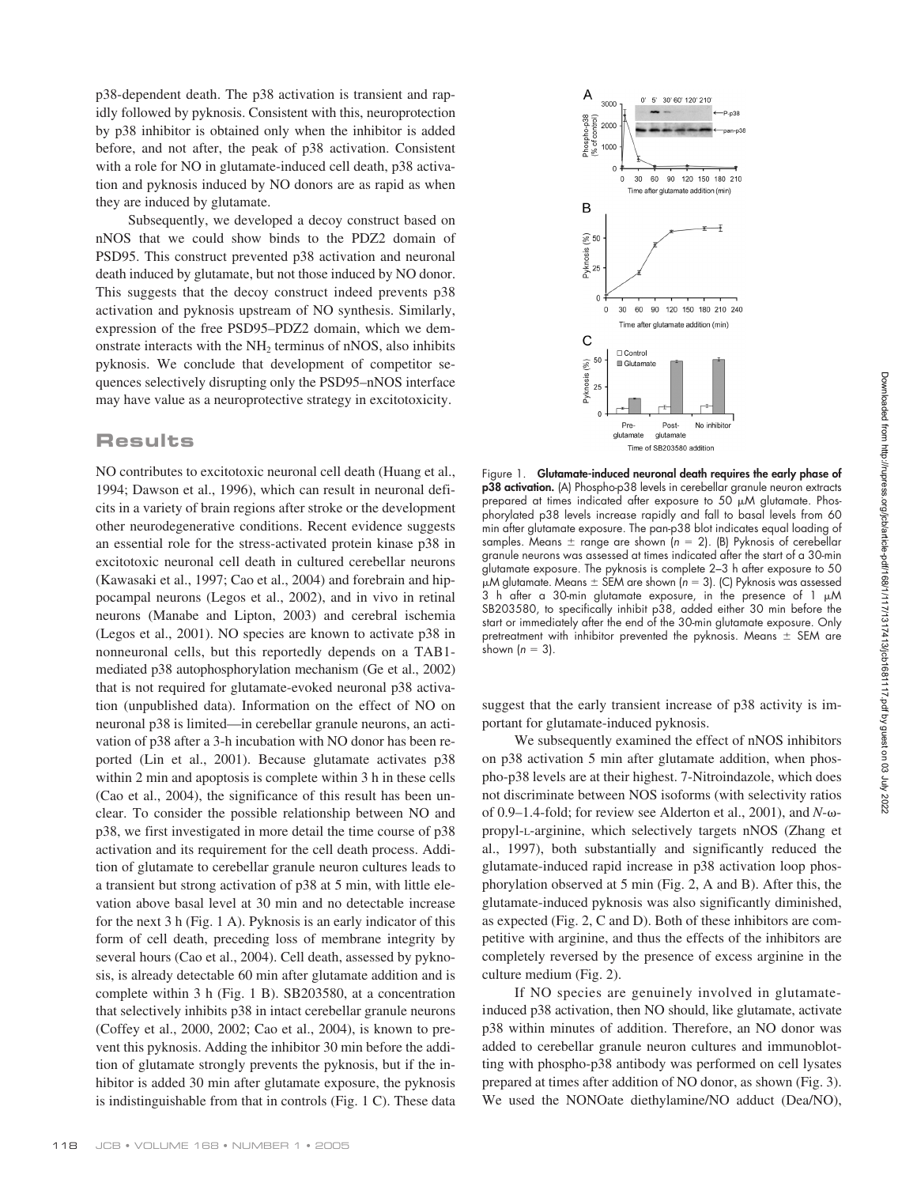p38-dependent death. The p38 activation is transient and rapidly followed by pyknosis. Consistent with this, neuroprotection by p38 inhibitor is obtained only when the inhibitor is added before, and not after, the peak of p38 activation. Consistent with a role for NO in glutamate-induced cell death, p38 activation and pyknosis induced by NO donors are as rapid as when they are induced by glutamate.

Subsequently, we developed a decoy construct based on nNOS that we could show binds to the PDZ2 domain of PSD95. This construct prevented p38 activation and neuronal death induced by glutamate, but not those induced by NO donor. This suggests that the decoy construct indeed prevents p38 activation and pyknosis upstream of NO synthesis. Similarly, expression of the free PSD95–PDZ2 domain, which we demonstrate interacts with the $NH_2$ terminus of nNOS, also inhibits pyknosis. We conclude that development of competitor sequences selectively disrupting only the PSD95–nNOS interface may have value as a neuroprotective strategy in excitotoxicity.

## Results

NO contributes to excitotoxic neuronal cell death (Huang et al., 1994; Dawson et al., 1996), which can result in neuronal deficits in a variety of brain regions after stroke or the development other neurodegenerative conditions. Recent evidence suggests an essential role for the stress-activated protein kinase p38 in excitotoxic neuronal cell death in cultured cerebellar neurons (Kawasaki et al., 1997; Cao et al., 2004) and forebrain and hippocampal neurons (Legos et al., 2002), and in vivo in retinal neurons (Manabe and Lipton, 2003) and cerebral ischemia (Legos et al., 2001). NO species are known to activate p38 in nonneuronal cells, but this reportedly depends on a TAB1-mediated p38 autophosphorylation mechanism (Ge et al., 2002) that is not required for glutamate-evoked neuronal p38 activation (unpublished data). Information on the effect of NO on neuronal p38 is limited—in cerebellar granule neurons, an activation of p38 after a 3-h incubation with NO donor has been reported (Lin et al., 2001). Because glutamate activates p38 within 2 min and apoptosis is complete within 3 h in these cells (Cao et al., 2004), the significance of this result has been unclear. To consider the possible relationship between NO and p38, we first investigated in more detail the time course of p38 activation and its requirement for the cell death process. Addition of glutamate to cerebellar granule neuron cultures leads to a transient but strong activation of p38 at 5 min, with little elevation above basal level at 30 min and no detectable increase for the next 3 h (Fig. 1 A). Pyknosis is an early indicator of this form of cell death, preceding loss of membrane integrity by several hours (Cao et al., 2004). Cell death, assessed by pyknosis, is already detectable 60 min after glutamate addition and is complete within 3 h (Fig. 1 B). SB203580, at a concentration that selectively inhibits p38 in intact cerebellar granule neurons (Coffey et al., 2000, 2002; Cao et al., 2004), is known to prevent this pyknosis. Adding the inhibitor 30 min before the addition of glutamate strongly prevents the pyknosis, but if the inhibitor is added 30 min after glutamate exposure, the pyknosis is indistinguishable from that in controls (Fig. 1 C). These data suggest that the early transient increase of p38 activity is important for glutamate-induced pyknosis.

**Figure 1. Glutamate-induced neuronal death requires the early phase of p38 activation.** (A) Phospho-p38 levels in cerebellar granule neuron extracts prepared at times indicated after exposure to 50 μM glutamate. Phosphorylated p38 levels increase rapidly and fall to basal levels from 60 min after glutamate exposure. The pan-p38 blot indicates equal loading of samples. Means ± range are shown ($n = 2$). (B) Pyknosis of cerebellar granule neurons was assessed at times indicated after the start of a 30-min glutamate exposure. The pyknosis is complete 2–3 h after exposure to 50 μM glutamate. Means ± SEM are shown ($n = 3$). (C) Pyknosis was assessed 3 h after a 30-min glutamate exposure, in the presence of 1 μM SB203580, to specifically inhibit p38, added either 30 min before the start or immediately after the end of the 30-min glutamate exposure. Only pretreatment with inhibitor prevented the pyknosis. Means ± SEM are shown ($n = 3$).

We subsequently examined the effect of nNOS inhibitors on p38 activation 5 min after glutamate addition, when phospho-p38 levels are at their highest. 7-Nitroindazole, which does not discriminate between NOS isoforms (with selectivity ratios of 0.9–1.4-fold; for review see Alderton et al., 2001), and *N*-ω-propyl-L-arginine, which selectively targets nNOS (Zhang et al., 1997), both substantially and significantly reduced the glutamate-induced rapid increase in p38 activation loop phosphorylation observed at 5 min (Fig. 2, A and B). After this, the glutamate-induced pyknosis was also significantly diminished, as expected (Fig. 2, C and D). Both of these inhibitors are competitive with arginine, and thus the effects of the inhibitors are completely reversed by the presence of excess arginine in the culture medium (Fig. 2).

If NO species are genuinely involved in glutamate-induced p38 activation, then NO should, like glutamate, activate p38 within minutes of addition. Therefore, an NO donor was added to cerebellar granule neuron cultures and immunoblotting with phospho-p38 antibody was performed on cell lysates prepared at times after addition of NO donor, as shown (Fig. 3). We used the NONOate diethylamine/NO adduct (Dea/NO),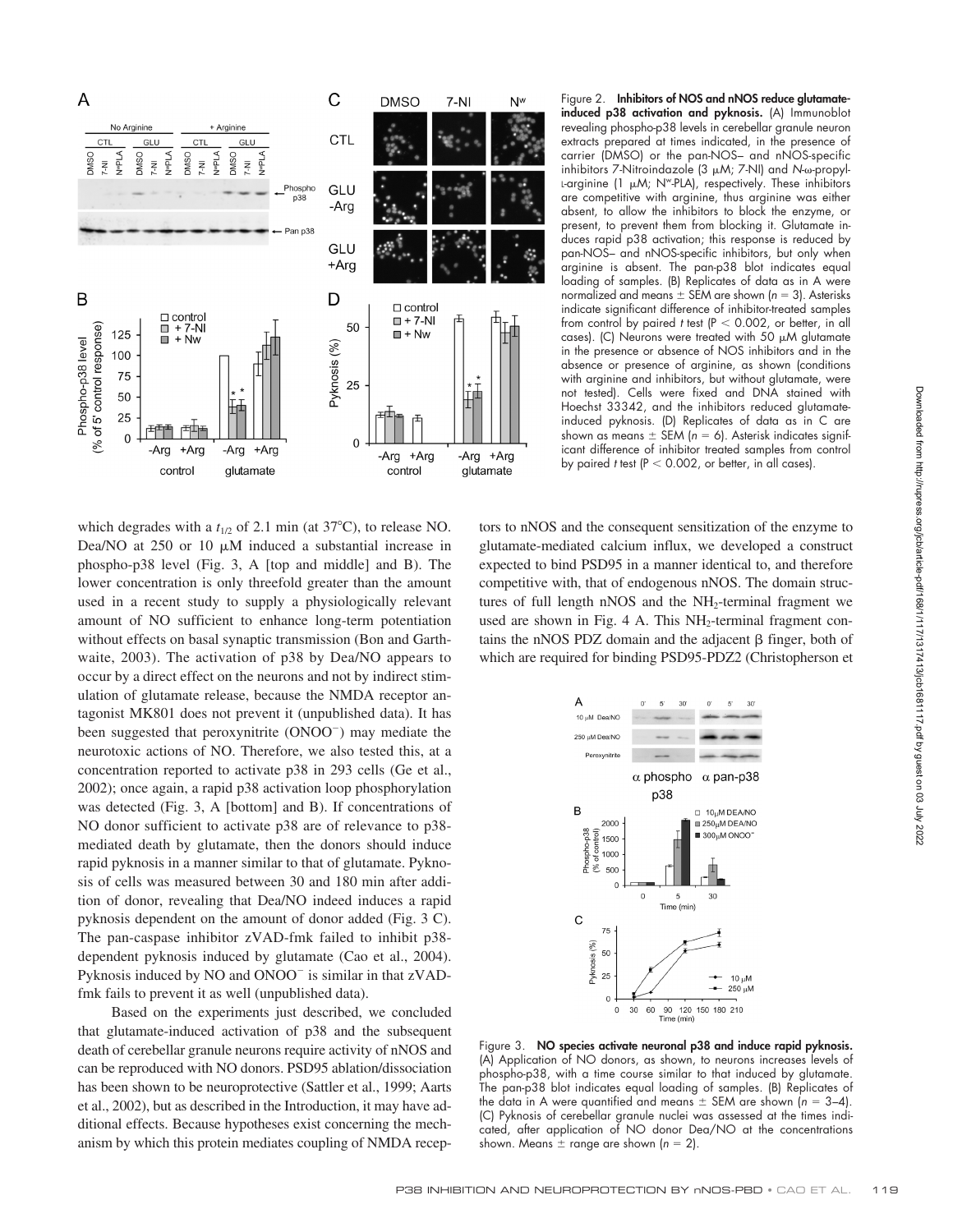Figure 2. **Inhibitors of NOS and nNOS reduce glutamate-induced p38 activation and pyknosis.** (A) Immunoblot revealing phospho-p38 levels in cerebellar granule neuron extracts prepared at times indicated, in the presence of carrier (DMSO) or the pan-NOS– and nNOS-specific inhibitors 7-Nitroindazole (3 μM; 7-NI) and *N*-ω-propyl-L-arginine (1 μM; $N^w$-PLA), respectively. These inhibitors are competitive with arginine, thus arginine was either absent, to allow the inhibitors to block the enzyme, or present, to prevent them from blocking it. Glutamate induces rapid p38 activation; this response is reduced by pan-NOS– and nNOS-specific inhibitors, but only when arginine is absent. The pan-p38 blot indicates equal loading of samples. (B) Replicates of data as in A were normalized and means ± SEM are shown ($n = 3$). Asterisks indicate significant difference of inhibitor-treated samples from control by paired *t* test ($P < 0.002$, or better, in all cases). (C) Neurons were treated with 50 μM glutamate in the presence or absence of NOS inhibitors and in the absence or presence of arginine, as shown (conditions with arginine and inhibitors, but without glutamate, were not tested). Cells were fixed and DNA stained with Hoechst 33342, and the inhibitors reduced glutamate-induced pyknosis. (D) Replicates of data as in C are shown as means ± SEM ($n = 6$). Asterisk indicates significant difference of inhibitor treated samples from control by paired *t* test ($P < 0.002$, or better, in all cases).

which degrades with a $t_{1/2}$ of 2.1 min (at 37°C), to release NO. Dea/NO at 250 or 10 μM induced a substantial increase in phospho-p38 level (Fig. 3, A [top and middle] and B). The lower concentration is only threefold greater than the amount used in a recent study to supply a physiologically relevant amount of NO sufficient to enhance long-term potentiation without effects on basal synaptic transmission (Bon and Garthwaite, 2003). The activation of p38 by Dea/NO appears to occur by a direct effect on the neurons and not by indirect stimulation of glutamate release, because the NMDA receptor antagonist MK801 does not prevent it (unpublished data). It has been suggested that peroxynitrite ($ONOO^-$) may mediate the neurotoxic actions of NO. Therefore, we also tested this, at a concentration reported to activate p38 in 293 cells (Ge et al., 2002); once again, a rapid p38 activation loop phosphorylation was detected (Fig. 3, A [bottom] and B). If concentrations of NO donor sufficient to activate p38 are of relevance to p38-mediated death by glutamate, then the donors should induce rapid pyknosis in a manner similar to that of glutamate. Pyknosis of cells was measured between 30 and 180 min after addition of donor, revealing that Dea/NO indeed induces a rapid pyknosis dependent on the amount of donor added (Fig. 3 C). The pan-caspase inhibitor zVAD-fmk failed to inhibit p38-dependent pyknosis induced by glutamate (Cao et al., 2004). Pyknosis induced by NO and $ONOO^-$ is similar in that zVAD-fmk fails to prevent it as well (unpublished data).

Based on the experiments just described, we concluded that glutamate-induced activation of p38 and the subsequent death of cerebellar granule neurons require activity of nNOS and can be reproduced with NO donors. PSD95 ablation/dissociation has been shown to be neuroprotective (Sattler et al., 1999; Aarts et al., 2002), but as described in the Introduction, it may have additional effects. Because hypotheses exist concerning the mechanism by which this protein mediates coupling of NMDA receptors to nNOS and the consequent sensitization of the enzyme to glutamate-mediated calcium influx, we developed a construct expected to bind PSD95 in a manner identical to, and therefore competitive with, that of endogenous nNOS. The domain structures of full length nNOS and the $NH_2$-terminal fragment we used are shown in Fig. 4 A. This $NH_2$-terminal fragment contains the nNOS PDZ domain and the adjacent β finger, both of which are required for binding PSD95-PDZ2 (Christopherson et

Figure 3. **NO species activate neuronal p38 and induce rapid pyknosis.** (A) Application of NO donors, as shown, to neurons increases levels of phospho-p38, with a time course similar to that induced by glutamate. The pan-p38 blot indicates equal loading of samples. (B) Replicates of the data in A were quantified and means ± SEM are shown ($n = 3$–4). (C) Pyknosis of cerebellar granule nuclei was assessed at the times indicated, after application of NO donor Dea/NO at the concentrations shown. Means ± range are shown ($n = 2$).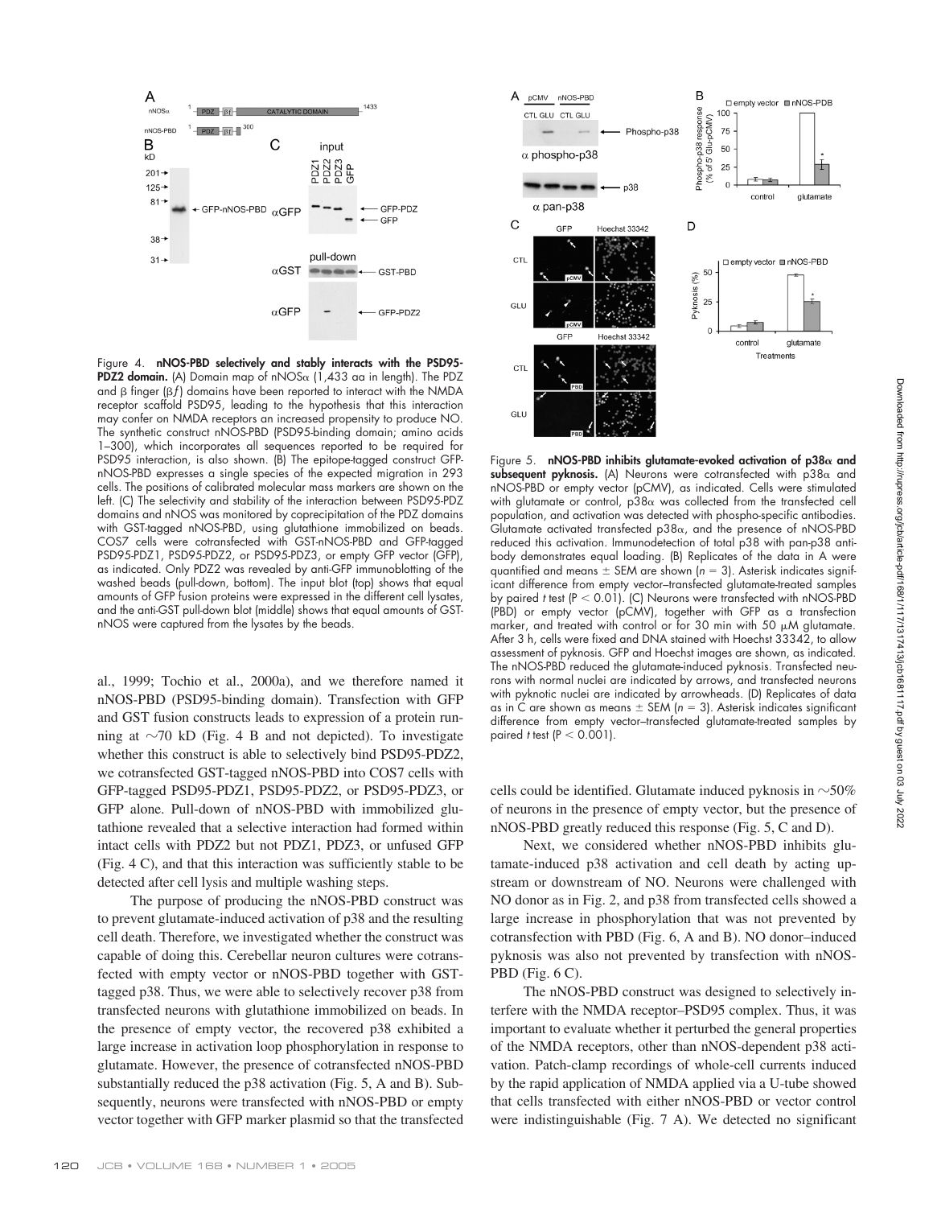Figure 4. **nNOS-PBD selectively and stably interacts with the PSD95-PDZ2 domain.** (A) Domain map of nNOSα (1,433 aa in length). The PDZ and β finger (βf) domains have been reported to interact with the NMDA receptor scaffold PSD95, leading to the hypothesis that this interaction may confer on NMDA receptors an increased propensity to produce NO. The synthetic construct nNOS-PBD (PSD95-binding domain; amino acids 1–300), which incorporates all sequences reported to be required for PSD95 interaction, is also shown. (B) The epitope-tagged construct GFP-nNOS-PBD expresses a single species of the expected migration in 293 cells. The positions of calibrated molecular mass markers are shown on the left. (C) The selectivity and stability of the interaction between PSD95-PDZ domains and nNOS was monitored by coprecipitation of the PDZ domains with GST-tagged nNOS-PBD, using glutathione immobilized on beads. COS7 cells were cotransfected with GST-nNOS-PBD and GFP-tagged PSD95-PDZ1, PSD95-PDZ2, or PSD95-PDZ3, or empty GFP vector (GFP), as indicated. Only PDZ2 was revealed by anti-GFP immunoblotting of the washed beads (pull-down, bottom). The input blot (top) shows that equal amounts of GFP fusion proteins were expressed in the different cell lysates, and the anti-GST pull-down blot (middle) shows that equal amounts of GST-nNOS were captured from the lysates by the beads.

al., 1999; Tochio et al., 2000a), and we therefore named it nNOS-PBD (PSD95-binding domain). Transfection with GFP and GST fusion constructs leads to expression of a protein running at ~70 kD (Fig. 4 B and not depicted). To investigate whether this construct is able to selectively bind PSD95-PDZ2, we cotransfected GST-tagged nNOS-PBD into COS7 cells with GFP-tagged PSD95-PDZ1, PSD95-PDZ2, or PSD95-PDZ3, or GFP alone. Pull-down of nNOS-PBD with immobilized glutathione revealed that a selective interaction had formed within intact cells with PDZ2 but not PDZ1, PDZ3, or unfused GFP (Fig. 4 C), and that this interaction was sufficiently stable to be detected after cell lysis and multiple washing steps.

The purpose of producing the nNOS-PBD construct was to prevent glutamate-induced activation of p38 and the resulting cell death. Therefore, we investigated whether the construct was capable of doing this. Cerebellar neuron cultures were cotransfected with empty vector or nNOS-PBD together with GST-tagged p38. Thus, we were able to selectively recover p38 from transfected neurons with glutathione immobilized on beads. In the presence of empty vector, the recovered p38 exhibited a large increase in activation loop phosphorylation in response to glutamate. However, the presence of cotransfected nNOS-PBD substantially reduced the p38 activation (Fig. 5, A and B). Subsequently, neurons were transfected with nNOS-PBD or empty vector together with GFP marker plasmid so that the transfected cells could be identified. Glutamate induced pyknosis in ~50% of neurons in the presence of empty vector, but the presence of nNOS-PBD greatly reduced this response (Fig. 5, C and D).

Figure 5. **nNOS-PBD inhibits glutamate-evoked activation of p38α and subsequent pyknosis.** (A) Neurons were cotransfected with p38α and nNOS-PBD or empty vector (pCMV), as indicated. Cells were stimulated with glutamate or control, p38α was collected from the transfected cell population, and activation was detected with phospho-specific antibodies. Glutamate activated transfected p38α, and the presence of nNOS-PBD reduced this activation. Immunodetection of total p38 with pan-p38 antibody demonstrates equal loading. (B) Replicates of the data in A were quantified and means ± SEM are shown ($n = 3$). Asterisk indicates significant difference from empty vector–transfected glutamate-treated samples by paired $t$ test ($P < 0.01$). (C) Neurons were transfected with nNOS-PBD (PBD) or empty vector (pCMV), together with GFP as a transfection marker, and treated with control or for 30 min with 50 μM glutamate. After 3 h, cells were fixed and DNA stained with Hoechst 33342, to allow assessment of pyknosis. GFP and Hoechst images are shown, as indicated. The nNOS-PBD reduced the glutamate-induced pyknosis. Transfected neurons with normal nuclei are indicated by arrows, and transfected neurons with pyknotic nuclei are indicated by arrowheads. (D) Replicates of data as in C are shown as means ± SEM ($n = 3$). Asterisk indicates significant difference from empty vector–transfected glutamate-treated samples by paired $t$ test ($P < 0.001$).

Next, we considered whether nNOS-PBD inhibits glutamate-induced p38 activation and cell death by acting upstream or downstream of NO. Neurons were challenged with NO donor as in Fig. 2, and p38 from transfected cells showed a large increase in phosphorylation that was not prevented by cotransfection with PBD (Fig. 6, A and B). NO donor–induced pyknosis was also not prevented by transfection with nNOS-PBD (Fig. 6 C).

The nNOS-PBD construct was designed to selectively interfere with the NMDA receptor–PSD95 complex. Thus, it was important to evaluate whether it perturbed the general properties of the NMDA receptors, other than nNOS-dependent p38 activation. Patch-clamp recordings of whole-cell currents induced by the rapid application of NMDA applied via a U-tube showed that cells transfected with either nNOS-PBD or vector control were indistinguishable (Fig. 7 A). We detected no significant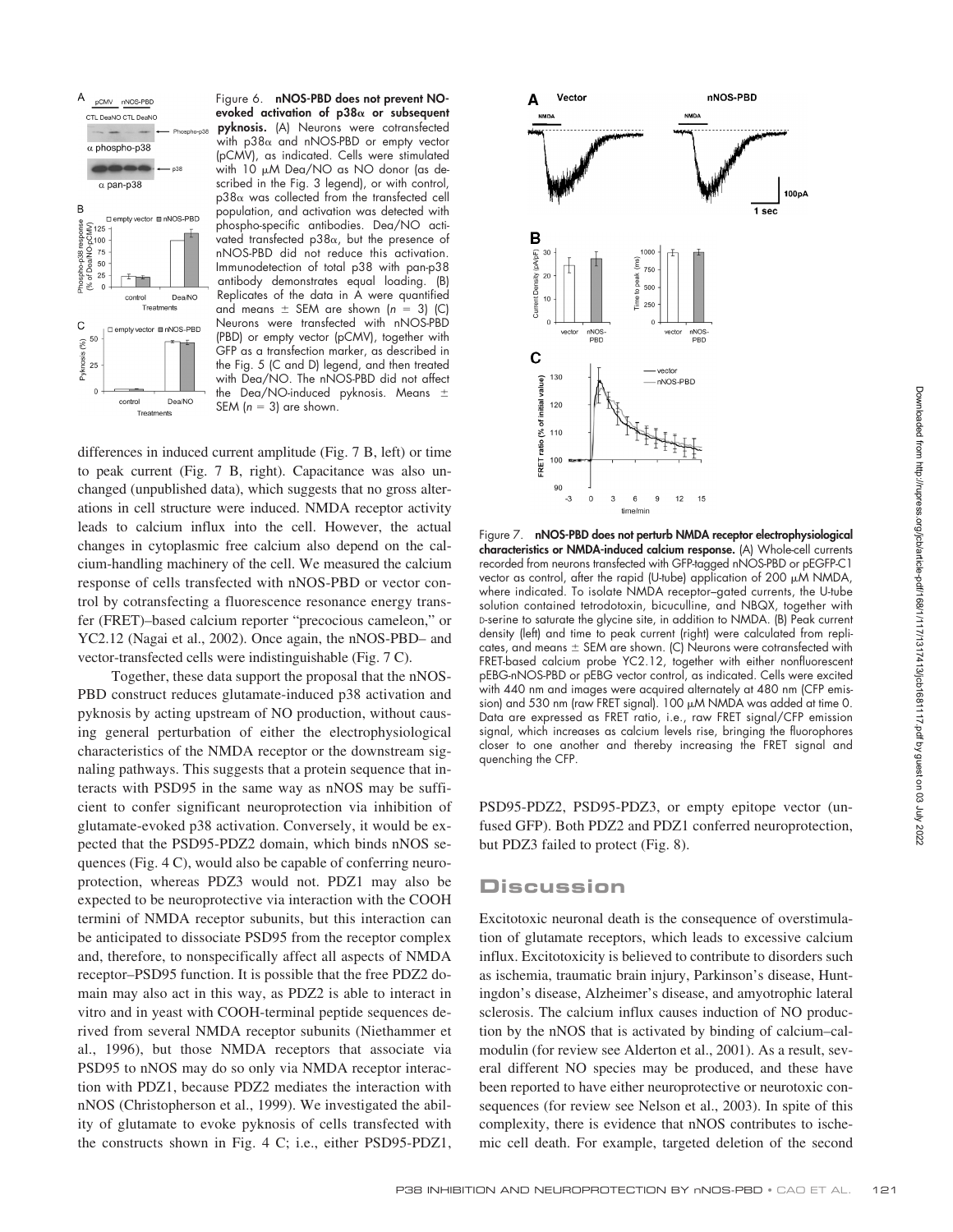Figure 6. **nNOS-PBD does not prevent NO-evoked activation of p38α or subsequent pyknosis.** (A) Neurons were cotransfected with p38α and nNOS-PBD or empty vector (pCMV), as indicated. Cells were stimulated with 10 μM Dea/NO as NO donor (as described in the Fig. 3 legend), or with control, p38α was collected from the transfected cell population, and activation was detected with phospho-specific antibodies. Dea/NO activated transfected p38α, but the presence of nNOS-PBD did not reduce this activation. Immunodetection of total p38 with pan-p38 antibody demonstrates equal loading. (B) Replicates of the data in A were quantified and means ± SEM are shown (n = 3) (C) Neurons were transfected with nNOS-PBD (PBD) or empty vector (pCMV), together with GFP as a transfection marker, as described in the Fig. 5 (C and D) legend, and then treated with Dea/NO. The nNOS-PBD did not affect the Dea/NO-induced pyknosis. Means ± SEM (n = 3) are shown.

differences in induced current amplitude (Fig. 7 B, left) or time to peak current (Fig. 7 B, right). Capacitance was also unchanged (unpublished data), which suggests that no gross alterations in cell structure were induced. NMDA receptor activity leads to calcium influx into the cell. However, the actual changes in cytoplasmic free calcium also depend on the calcium-handling machinery of the cell. We measured the calcium response of cells transfected with nNOS-PBD or vector control by cotransfecting a fluorescence resonance energy transfer (FRET)–based calcium reporter "precocious cameleon," or YC2.12 (Nagai et al., 2002). Once again, the nNOS-PBD– and vector-transfected cells were indistinguishable (Fig. 7 C).

Together, these data support the proposal that the nNOS-PBD construct reduces glutamate-induced p38 activation and pyknosis by acting upstream of NO production, without causing general perturbation of either the electrophysiological characteristics of the NMDA receptor or the downstream signaling pathways. This suggests that a protein sequence that interacts with PSD95 in the same way as nNOS may be sufficient to confer significant neuroprotection via inhibition of glutamate-evoked p38 activation. Conversely, it would be expected that the PSD95-PDZ2 domain, which binds nNOS sequences (Fig. 4 C), would also be capable of conferring neuroprotection, whereas PDZ3 would not. PDZ1 may also be expected to be neuroprotective via interaction with the COOH termini of NMDA receptor subunits, but this interaction can be anticipated to dissociate PSD95 from the receptor complex and, therefore, to nonspecifically affect all aspects of NMDA receptor–PSD95 function. It is possible that the free PDZ2 domain may also act in this way, as PDZ2 is able to interact in vitro and in yeast with COOH-terminal peptide sequences derived from several NMDA receptor subunits (Niethammer et al., 1996), but those NMDA receptors that associate via PSD95 to nNOS may do so only via NMDA receptor interaction with PDZ1, because PDZ2 mediates the interaction with nNOS (Christopherson et al., 1999). We investigated the ability of glutamate to evoke pyknosis of cells transfected with the constructs shown in Fig. 4 C; i.e., either PSD95-PDZ1, PSD95-PDZ2, PSD95-PDZ3, or empty epitope vector (unfused GFP). Both PDZ2 and PDZ1 conferred neuroprotection, but PDZ3 failed to protect (Fig. 8).

Figure 7. **nNOS-PBD does not perturb NMDA receptor electrophysiological characteristics or NMDA-induced calcium response.** (A) Whole-cell currents recorded from neurons transfected with GFP-tagged nNOS-PBD or pEGFP-C1 vector as control, after the rapid (U-tube) application of 200 μM NMDA, where indicated. To isolate NMDA receptor–gated currents, the U-tube solution contained tetrodotoxin, bicuculline, and NBQX, together with D-serine to saturate the glycine site, in addition to NMDA. (B) Peak current density (left) and time to peak current (right) were calculated from replicates, and means ± SEM are shown. (C) Neurons were cotransfected with FRET-based calcium probe YC2.12, together with either nonfluorescent pEBG-nNOS-PBD or pEBG vector control, as indicated. Cells were excited with 440 nm and images were acquired alternately at 480 nm (CFP emission) and 530 nm (raw FRET signal). 100 μM NMDA was added at time 0. Data are expressed as FRET ratio, i.e., raw FRET signal/CFP emission signal, which increases as calcium levels rise, bringing the fluorophores closer to one another and thereby increasing the FRET signal and quenching the CFP.

## Discussion

Excitotoxic neuronal death is the consequence of overstimulation of glutamate receptors, which leads to excessive calcium influx. Excitotoxicity is believed to contribute to disorders such as ischemia, traumatic brain injury, Parkinson's disease, Huntingdon's disease, Alzheimer's disease, and amyotrophic lateral sclerosis. The calcium influx causes induction of NO production by the nNOS that is activated by binding of calcium–calmodulin (for review see Alderton et al., 2001). As a result, several different NO species may be produced, and these have been reported to have either neuroprotective or neurotoxic consequences (for review see Nelson et al., 2003). In spite of this complexity, there is evidence that nNOS contributes to ischemic cell death. For example, targeted deletion of the second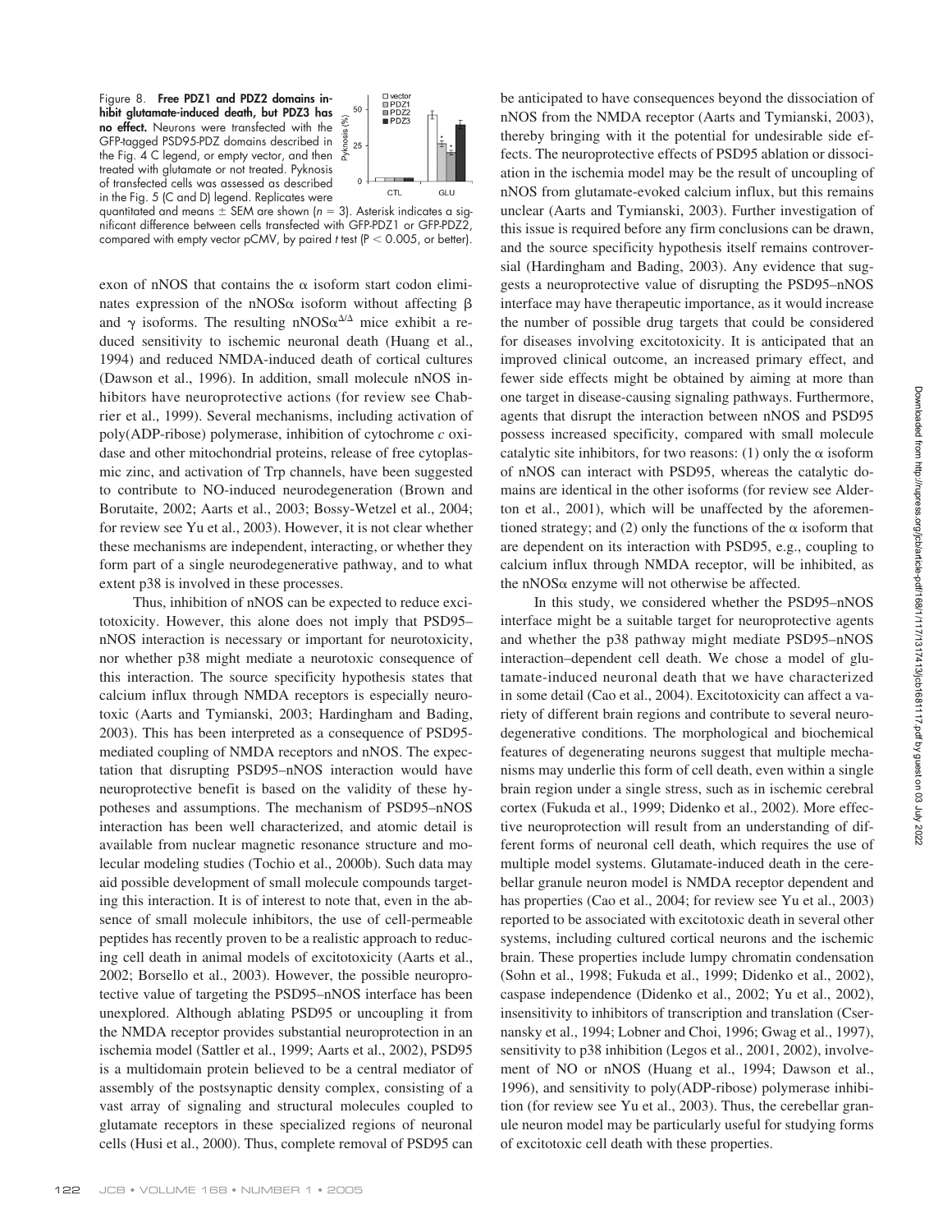Figure 8. **Free PDZ1 and PDZ2 domains inhibit glutamate-induced death, but PDZ3 has no effect.** Neurons were transfected with the GFP-tagged PSD95-PDZ domains described in the Fig. 4 C legend, or empty vector, and then treated with glutamate or not treated. Pyknosis of transfected cells was assessed as described in the Fig. 5 (C and D) legend. Replicates were quantitated and means ± SEM are shown ($n = 3$). Asterisk indicates a significant difference between cells transfected with GFP-PDZ1 or GFP-PDZ2, compared with empty vector pCMV, by paired $t$ test ($P < 0.005$, or better).

exon of nNOS that contains the α isoform start codon eliminates expression of the nNOSα isoform without affecting β and γ isoforms. The resulting nNOSα$^{\Delta/\Delta}$ mice exhibit a reduced sensitivity to ischemic neuronal death (Huang et al., 1994) and reduced NMDA-induced death of cortical cultures (Dawson et al., 1996). In addition, small molecule nNOS inhibitors have neuroprotective actions (for review see Chabrier et al., 1999). Several mechanisms, including activation of poly(ADP-ribose) polymerase, inhibition of cytochrome *c* oxidase and other mitochondrial proteins, release of free cytoplasmic zinc, and activation of Trp channels, have been suggested to contribute to NO-induced neurodegeneration (Brown and Borutaite, 2002; Aarts et al., 2003; Bossy-Wetzel et al., 2004; for review see Yu et al., 2003). However, it is not clear whether these mechanisms are independent, interacting, or whether they form part of a single neurodegenerative pathway, and to what extent p38 is involved in these processes.

Thus, inhibition of nNOS can be expected to reduce excitotoxicity. However, this alone does not imply that PSD95–nNOS interaction is necessary or important for neurotoxicity, nor whether p38 might mediate a neurotoxic consequence of this interaction. The source specificity hypothesis states that calcium influx through NMDA receptors is especially neurotoxic (Aarts and Tymianski, 2003; Hardingham and Bading, 2003). This has been interpreted as a consequence of PSD95-mediated coupling of NMDA receptors and nNOS. The expectation that disrupting PSD95–nNOS interaction would have neuroprotective benefit is based on the validity of these hypotheses and assumptions. The mechanism of PSD95–nNOS interaction has been well characterized, and atomic detail is available from nuclear magnetic resonance structure and molecular modeling studies (Tochio et al., 2000b). Such data may aid possible development of small molecule compounds targeting this interaction. It is of interest to note that, even in the absence of small molecule inhibitors, the use of cell-permeable peptides has recently proven to be a realistic approach to reducing cell death in animal models of excitotoxicity (Aarts et al., 2002; Borsello et al., 2003). However, the possible neuroprotective value of targeting the PSD95–nNOS interface has been unexplored. Although ablating PSD95 or uncoupling it from the NMDA receptor provides substantial neuroprotection in an ischemia model (Sattler et al., 1999; Aarts et al., 2002), PSD95 is a multidomain protein believed to be a central mediator of assembly of the postsynaptic density complex, consisting of a vast array of signaling and structural molecules coupled to glutamate receptors in these specialized regions of neuronal cells (Husi et al., 2000). Thus, complete removal of PSD95 can be anticipated to have consequences beyond the dissociation of nNOS from the NMDA receptor (Aarts and Tymianski, 2003), thereby bringing with it the potential for undesirable side effects. The neuroprotective effects of PSD95 ablation or dissociation in the ischemia model may be the result of uncoupling of nNOS from glutamate-evoked calcium influx, but this remains unclear (Aarts and Tymianski, 2003). Further investigation of this issue is required before any firm conclusions can be drawn, and the source specificity hypothesis itself remains controversial (Hardingham and Bading, 2003). Any evidence that suggests a neuroprotective value of disrupting the PSD95–nNOS interface may have therapeutic importance, as it would increase the number of possible drug targets that could be considered for diseases involving excitotoxicity. It is anticipated that an improved clinical outcome, an increased primary effect, and fewer side effects might be obtained by aiming at more than one target in disease-causing signaling pathways. Furthermore, agents that disrupt the interaction between nNOS and PSD95 possess increased specificity, compared with small molecule catalytic site inhibitors, for two reasons: (1) only the α isoform of nNOS can interact with PSD95, whereas the catalytic domains are identical in the other isoforms (for review see Alderton et al., 2001), which will be unaffected by the aforementioned strategy; and (2) only the functions of the α isoform that are dependent on its interaction with PSD95, e.g., coupling to calcium influx through NMDA receptor, will be inhibited, as the nNOSα enzyme will not otherwise be affected.

In this study, we considered whether the PSD95–nNOS interface might be a suitable target for neuroprotective agents and whether the p38 pathway might mediate PSD95–nNOS interaction–dependent cell death. We chose a model of glutamate-induced neuronal death that we have characterized in some detail (Cao et al., 2004). Excitotoxicity can affect a variety of different brain regions and contribute to several neurodegenerative conditions. The morphological and biochemical features of degenerating neurons suggest that multiple mechanisms may underlie this form of cell death, even within a single brain region under a single stress, such as in ischemic cerebral cortex (Fukuda et al., 1999; Didenko et al., 2002). More effective neuroprotection will result from an understanding of different forms of neuronal cell death, which requires the use of multiple model systems. Glutamate-induced death in the cerebellar granule neuron model is NMDA receptor dependent and has properties (Cao et al., 2004; for review see Yu et al., 2003) reported to be associated with excitotoxic death in several other systems, including cultured cortical neurons and the ischemic brain. These properties include lumpy chromatin condensation (Sohn et al., 1998; Fukuda et al., 1999; Didenko et al., 2002), caspase independence (Didenko et al., 2002; Yu et al., 2002), insensitivity to inhibitors of transcription and translation (Csernansky et al., 1994; Lobner and Choi, 1996; Gwag et al., 1997), sensitivity to p38 inhibition (Legos et al., 2001, 2002), involvement of NO or nNOS (Huang et al., 1994; Dawson et al., 1996), and sensitivity to poly(ADP-ribose) polymerase inhibition (for review see Yu et al., 2003). Thus, the cerebellar granule neuron model may be particularly useful for studying forms of excitotoxic cell death with these properties.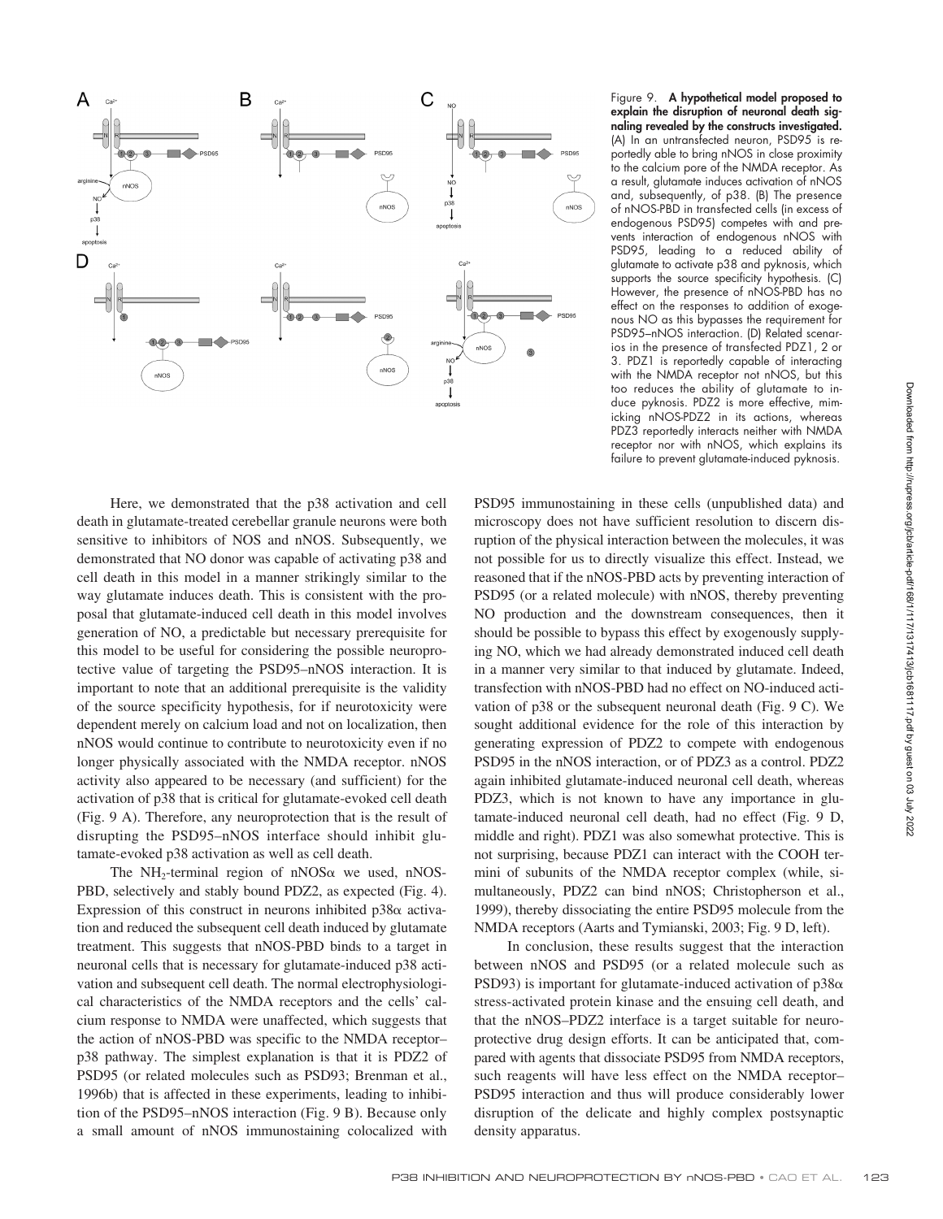Figure 9. **A hypothetical model proposed to explain the disruption of neuronal death signaling revealed by the constructs investigated.** (A) In an untransfected neuron, PSD95 is reportedly able to bring nNOS in close proximity to the calcium pore of the NMDA receptor. As a result, glutamate induces activation of nNOS and, subsequently, of p38. (B) The presence of nNOS-PBD in transfected cells (in excess of endogenous PSD95) competes with and prevents interaction of endogenous nNOS with PSD95, leading to a reduced ability of glutamate to activate p38 and pyknosis, which supports the source specificity hypothesis. (C) However, the presence of nNOS-PBD has no effect on the responses to addition of exogenous NO as this bypasses the requirement for PSD95–nNOS interaction. (D) Related scenarios in the presence of transfected PDZ1, 2 or 3. PDZ1 is reportedly capable of interacting with the NMDA receptor not nNOS, but this too reduces the ability of glutamate to induce pyknosis. PDZ2 is more effective, mimicking nNOS-PDZ2 in its actions, whereas PDZ3 reportedly interacts neither with NMDA receptor nor with nNOS, which explains its failure to prevent glutamate-induced pyknosis.

Here, we demonstrated that the p38 activation and cell death in glutamate-treated cerebellar granule neurons were both sensitive to inhibitors of NOS and nNOS. Subsequently, we demonstrated that NO donor was capable of activating p38 and cell death in this model in a manner strikingly similar to the way glutamate induces death. This is consistent with the proposal that glutamate-induced cell death in this model involves generation of NO, a predictable but necessary prerequisite for this model to be useful for considering the possible neuroprotective value of targeting the PSD95–nNOS interaction. It is important to note that an additional prerequisite is the validity of the source specificity hypothesis, for if neurotoxicity were dependent merely on calcium load and not on localization, then nNOS would continue to contribute to neurotoxicity even if no longer physically associated with the NMDA receptor. nNOS activity also appeared to be necessary (and sufficient) for the activation of p38 that is critical for glutamate-evoked cell death (Fig. 9 A). Therefore, any neuroprotection that is the result of disrupting the PSD95–nNOS interface should inhibit glutamate-evoked p38 activation as well as cell death.

The $NH_2$-terminal region of nNOS$\alpha$ we used, nNOS-PBD, selectively and stably bound PDZ2, as expected (Fig. 4). Expression of this construct in neurons inhibited p38$\alpha$ activation and reduced the subsequent cell death induced by glutamate treatment. This suggests that nNOS-PBD binds to a target in neuronal cells that is necessary for glutamate-induced p38 activation and subsequent cell death. The normal electrophysiological characteristics of the NMDA receptors and the cells' calcium response to NMDA were unaffected, which suggests that the action of nNOS-PBD was specific to the NMDA receptor–p38 pathway. The simplest explanation is that it is PDZ2 of PSD95 (or related molecules such as PSD93; Brenman et al., 1996b) that is affected in these experiments, leading to inhibition of the PSD95–nNOS interaction (Fig. 9 B). Because only a small amount of nNOS immunostaining colocalized with PSD95 immunostaining in these cells (unpublished data) and microscopy does not have sufficient resolution to discern disruption of the physical interaction between the molecules, it was not possible for us to directly visualize this effect. Instead, we reasoned that if the nNOS-PBD acts by preventing interaction of PSD95 (or a related molecule) with nNOS, thereby preventing NO production and the downstream consequences, then it should be possible to bypass this effect by exogenously supplying NO, which we had already demonstrated induced cell death in a manner very similar to that induced by glutamate. Indeed, transfection with nNOS-PBD had no effect on NO-induced activation of p38 or the subsequent neuronal death (Fig. 9 C). We sought additional evidence for the role of this interaction by generating expression of PDZ2 to compete with endogenous PSD95 in the nNOS interaction, or of PDZ3 as a control. PDZ2 again inhibited glutamate-induced neuronal cell death, whereas PDZ3, which is not known to have any importance in glutamate-induced neuronal cell death, had no effect (Fig. 9 D, middle and right). PDZ1 was also somewhat protective. This is not surprising, because PDZ1 can interact with the COOH termini of subunits of the NMDA receptor complex (while, simultaneously, PDZ2 can bind nNOS; Christopherson et al., 1999), thereby dissociating the entire PSD95 molecule from the NMDA receptors (Aarts and Tymianski, 2003; Fig. 9 D, left).

In conclusion, these results suggest that the interaction between nNOS and PSD95 (or a related molecule such as PSD93) is important for glutamate-induced activation of p38$\alpha$ stress-activated protein kinase and the ensuing cell death, and that the nNOS–PDZ2 interface is a target suitable for neuroprotective drug design efforts. It can be anticipated that, compared with agents that dissociate PSD95 from NMDA receptors, such reagents will have less effect on the NMDA receptor–PSD95 interaction and thus will produce considerably lower disruption of the delicate and highly complex postsynaptic density apparatus.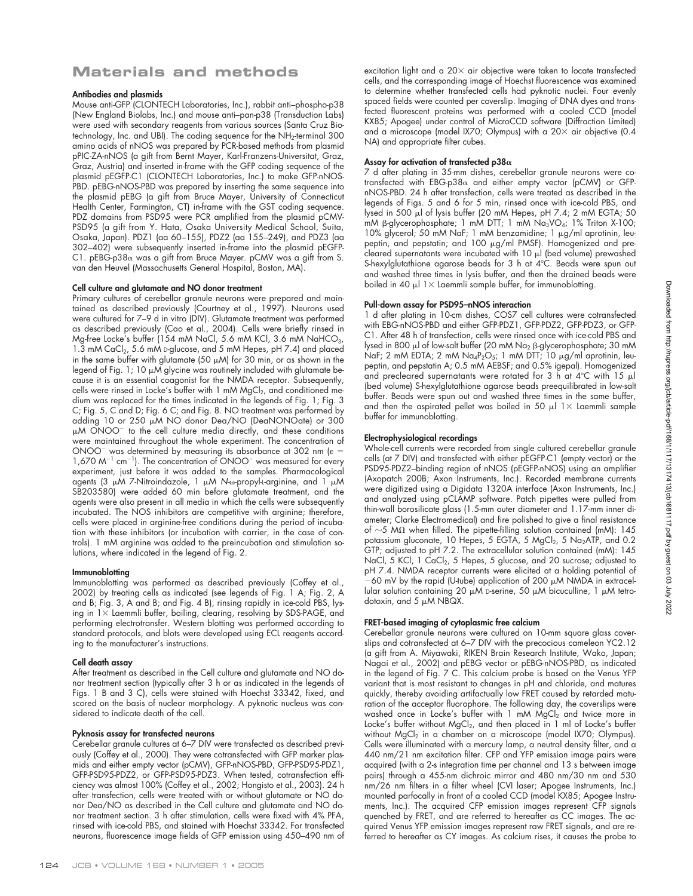# Materials and methods

### Antibodies and plasmids

Mouse anti-GFP (CLONTECH Laboratories, Inc.), rabbit anti–phospho-p38 (New England Biolabs, Inc.) and mouse anti–pan-p38 (Transduction Labs) were used with secondary reagents from various sources (Santa Cruz Biotechnology, Inc. and UBI). The coding sequence for the $NH_2$-terminal 300 amino acids of nNOS was prepared by PCR-based methods from plasmid pPIC-ZA-nNOS (a gift from Bernt Mayer, Karl-Franzens-Universitat, Graz, Graz, Austria) and inserted in-frame with the GFP coding sequence of the plasmid pEGFP-C1 (CLONTECH Laboratories, Inc.) to make GFP-nNOS-PBD. pEBG-nNOS-PBD was prepared by inserting the same sequence into the plasmid pEBG (a gift from Bruce Mayer, University of Connecticut Health Center, Farmington, CT) in-frame with the GST coding sequence. PDZ domains from PSD95 were PCR amplified from the plasmid pCMV-PSD95 (a gift from Y. Hata, Osaka University Medical School, Suita, Osaka, Japan). PDZ1 (aa 60–155), PDZ2 (aa 155–249), and PDZ3 (aa 302–402) were subsequently inserted in-frame into the plasmid pEGFP-C1. pEBG-p38α was a gift from Bruce Mayer. pCMV was a gift from S. van den Heuvel (Massachusetts General Hospital, Boston, MA).

### Cell culture and glutamate and NO donor treatment

Primary cultures of cerebellar granule neurons were prepared and maintained as described previously (Courtney et al., 1997). Neurons used were cultured for 7–9 d in vitro (DIV). Glutamate treatment was performed as described previously (Cao et al., 2004). Cells were briefly rinsed in Mg-free Locke's buffer (154 mM NaCl, 5.6 mM KCl, 3.6 mM $NaHCO_3$, 1.3 mM $CaCl_2$, 5.6 mM D-glucose, and 5 mM Hepes, pH 7.4) and placed in the same buffer with glutamate (50 μM) for 30 min, or as shown in the legend of Fig. 1; 10 μM glycine was routinely included with glutamate because it is an essential coagonist for the NMDA receptor. Subsequently, cells were rinsed in Locke's buffer with 1 mM $MgCl_2$, and conditioned medium was replaced for the times indicated in the legends of Fig. 1; Fig. 3 C; Fig. 5, C and D; Fig. 6 C; and Fig. 8. NO treatment was performed by adding 10 or 250 μM NO donor Dea/NO (DeaNONOate) or 300 μM $ONOO^-$ to the cell culture media directly, and these conditions were maintained throughout the whole experiment. The concentration of $ONOO^-$ was determined by measuring its absorbance at 302 nm ($\varepsilon$ = 1,670 $M^{-1}$ $cm^{-1}$). The concentration of $ONOO^-$ was measured for every experiment, just before it was added to the samples. Pharmacological agents (3 μM 7-Nitroindazole, 1 μM *N*-ω-propyl-L-arginine, and 1 μM SB203580) were added 60 min before glutamate treatment, and the agents were also present in all media in which the cells were subsequently incubated. The NOS inhibitors are competitive with arginine; therefore, cells were placed in arginine-free conditions during the period of incubation with these inhibitors (or incubation with carrier, in the case of controls). 1 mM arginine was added to the preincubation and stimulation solutions, where indicated in the legend of Fig. 2.

### Immunoblotting

Immunoblotting was performed as described previously (Coffey et al., 2002) by treating cells as indicated (see legends of Fig. 1 A; Fig. 2, A and B; Fig. 3, A and B; and Fig. 4 B), rinsing rapidly in ice-cold PBS, lysing in 1× Laemmli buffer, boiling, clearing, resolving by SDS-PAGE, and performing electrotransfer. Western blotting was performed according to standard protocols, and blots were developed using ECL reagents according to the manufacturer's instructions.

### Cell death assay

After treatment as described in the Cell culture and glutamate and NO donor treatment section (typically after 3 h or as indicated in the legends of Figs. 1 B and 3 C), cells were stained with Hoechst 33342, fixed, and scored on the basis of nuclear morphology. A pyknotic nucleus was considered to indicate death of the cell.

### Pyknosis assay for transfected neurons

Cerebellar granule cultures at 6–7 DIV were transfected as described previously (Coffey et al., 2000). They were cotransfected with GFP marker plasmids and either empty vector (pCMV), GFP-nNOS-PBD, GFP-PSD95-PDZ1, GFP-PSD95-PDZ2, or GFP-PSD95-PDZ3. When tested, cotransfection efficiency was almost 100% (Coffey et al., 2002; Hongisto et al., 2003). 24 h after transfection, cells were treated with or without glutamate or NO donor Dea/NO as described in the Cell culture and glutamate and NO donor treatment section. 3 h after stimulation, cells were fixed with 4% PFA, rinsed with ice-cold PBS, and stained with Hoechst 33342. For transfected neurons, fluorescence image fields of GFP emission using 450–490 nm of excitation light and a 20× air objective were taken to locate transfected cells, and the corresponding image of Hoechst fluorescence was examined to determine whether transfected cells had pyknotic nuclei. Four evenly spaced fields were counted per coverslip. Imaging of DNA dyes and transfected fluorescent proteins was performed with a cooled CCD (model KX85; Apogee) under control of MicroCCD software (Diffraction Limited) and a microscope (model IX70; Olympus) with a 20× air objective (0.4 NA) and appropriate filter cubes.

### Assay for activation of transfected p38α

7 d after plating in 35-mm dishes, cerebellar granule neurons were cotransfected with EBG-p38α and either empty vector (pCMV) or GFP-nNOS-PBD. 24 h after transfection, cells were treated as described in the legends of Figs. 5 and 6 for 5 min, rinsed once with ice-cold PBS, and lysed in 500 μl of lysis buffer (20 mM Hepes, pH 7.4; 2 mM EGTA; 50 mM β-glycerophosphate; 1 mM DTT; 1 mM $Na_3VO_4$; 1% Triton X-100; 10% glycerol; 50 mM NaF; 1 mM benzamidine; 1 μg/ml aprotinin, leupeptin, and pepstatin; and 100 μg/ml PMSF). Homogenized and precleared supernatants were incubated with 10 μl (bed volume) prewashed S-hexylglutathione agarose beads for 3 h at 4°C. Beads were spun out and washed three times in lysis buffer, and then the drained beads were boiled in 40 μl 1× Laemmli sample buffer, for immunoblotting.

### Pull-down assay for PSD95–nNOS interaction

1 d after plating in 10-cm dishes, COS7 cell cultures were cotransfected with EBG-nNOS-PBD and either GFP-PDZ1, GFP-PDZ2, GFP-PDZ3, or GFP-C1. After 48 h of transfection, cells were rinsed once with ice-cold PBS and lysed in 800 μl of low-salt buffer (20 mM $Na_2$ β-glycerophosphate; 30 mM NaF; 2 mM EDTA; 2 mM $Na_4P_2O_5$; 1 mM DTT; 10 μg/ml aprotinin, leupeptin, and pepstatin A; 0.5 mM AEBSF; and 0.5% igepal). Homogenized and precleared supernatants were rotated for 3 h at 4°C with 15 μl (bed volume) S-hexylglutathione agarose beads preequilibrated in low-salt buffer. Beads were spun out and washed three times in the same buffer, and then the aspirated pellet was boiled in 50 μl 1× Laemmli sample buffer for immunoblotting.

### Electrophysiological recordings

Whole-cell currents were recorded from single cultured cerebellar granule cells (at 7 DIV) and transfected with either pEGFP-C1 (empty vector) or the PSD95-PDZ2–binding region of nNOS (pEGFP-nNOS) using an amplifier (Axopatch 200B; Axon Instruments, Inc.). Recorded membrane currents were digitized using a Digidata 1320A interface (Axon Instruments, Inc.) and analyzed using pCLAMP software. Patch pipettes were pulled from thin-wall borosilicate glass (1.5-mm outer diameter and 1.17-mm inner diameter; Clarke Electromedical) and fire polished to give a final resistance of ~5 MΩ when filled. The pipette-filling solution contained (mM): 145 potassium gluconate, 10 Hepes, 5 EGTA, 5 $MgCl_2$, 5 $Na_2$ATP, and 0.2 GTP; adjusted to pH 7.2. The extracellular solution contained (mM): 145 NaCl, 5 KCl, 1 $CaCl_2$, 5 Hepes, 5 glucose, and 20 sucrose; adjusted to pH 7.4. NMDA receptor currents were elicited at a holding potential of −60 mV by the rapid (U-tube) application of 200 μM NMDA in extracellular solution containing 20 μM D-serine, 50 μM bicuculline, 1 μM tetrodotoxin, and 5 μM NBQX.

### FRET-based imaging of cytoplasmic free calcium

Cerebellar granule neurons were cultured on 10-mm square glass coverslips and cotransfected at 6–7 DIV with the precocious cameleon YC2.12 (a gift from A. Miyawaki, RIKEN Brain Research Institute, Wako, Japan; Nagai et al., 2002) and pEBG vector or pEBG-nNOS-PBD, as indicated in the legend of Fig. 7 C. This calcium probe is based on the Venus YFP variant that is most resistant to changes in pH and chloride, and matures quickly, thereby avoiding artifactually low FRET caused by retarded maturation of the acceptor fluorophore. The following day, the coverslips were washed once in Locke's buffer with 1 mM $MgCl_2$ and twice more in Locke's buffer without $MgCl_2$, and then placed in 1 ml of Locke's buffer without $MgCl_2$ in a chamber on a microscope (model IX70; Olympus). Cells were illuminated with a mercury lamp, a neutral density filter, and a 440 nm/21 nm excitation filter. CFP and YFP emission image pairs were acquired (with a 2-s integration time per channel and 13 s between image pairs) through a 455-nm dichroic mirror and 480 nm/30 nm and 530 nm/26 nm filters in a filter wheel (CVI laser; Apogee Instruments, Inc.) mounted parfocally in front of a cooled CCD (model KX85; Apogee Instruments, Inc.). The acquired CFP emission images represent CFP signals quenched by FRET, and are referred to hereafter as CC images. The acquired Venus YFP emission images represent raw FRET signals, and are referred to hereafter as CY images. As calcium rises, it causes the probe to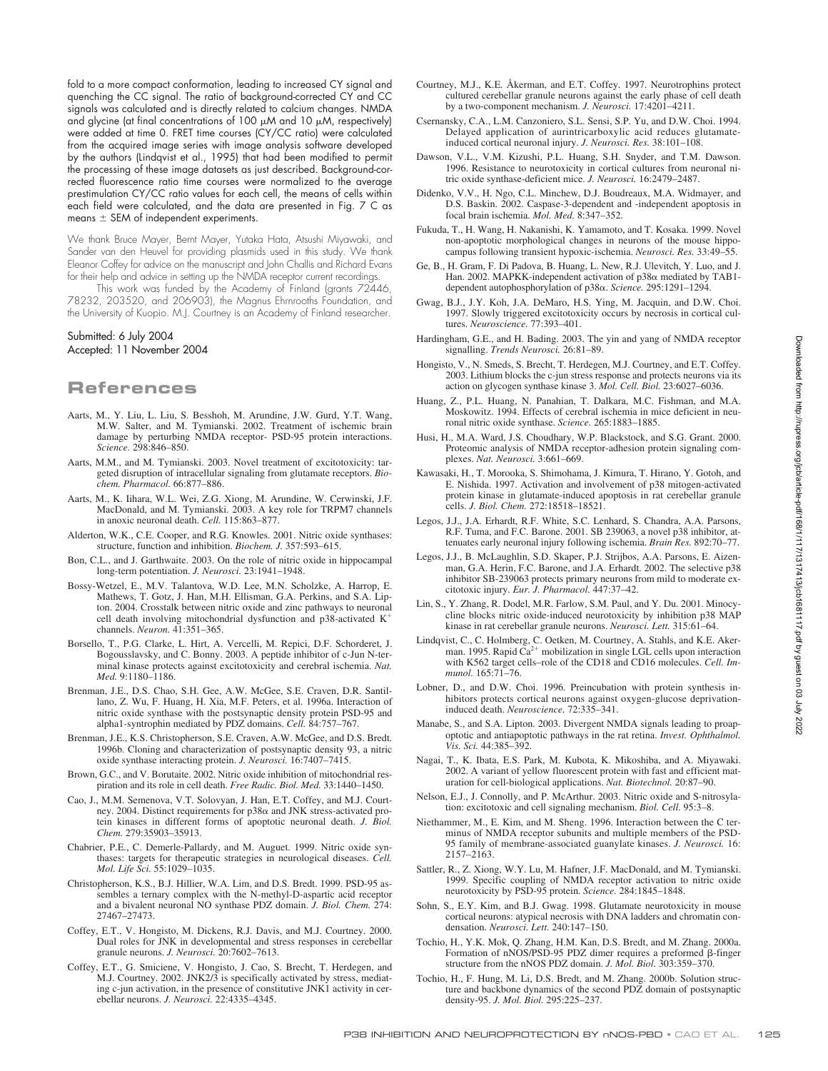fold to a more compact conformation, leading to increased CY signal and quenching the CC signal. The ratio of background-corrected CY and CC signals was calculated and is directly related to calcium changes. NMDA and glycine (at final concentrations of 100 μM and 10 μM, respectively) were added at time 0. FRET time courses (CY/CC ratio) were calculated from the acquired image series with image analysis software developed by the authors (Lindqvist et al., 1995) that had been modified to permit the processing of these image datasets as just described. Background-corrected fluorescence ratio time courses were normalized to the average prestimulation CY/CC ratio values for each cell, the means of cells within each field were calculated, and the data are presented in Fig. 7 C as means ± SEM of independent experiments.

We thank Bruce Mayer, Bernt Mayer, Yutaka Hata, Atsushi Miyawaki, and Sander van den Heuvel for providing plasmids used in this study. We thank Eleanor Coffey for advice on the manuscript and John Challis and Richard Evans for their help and advice in setting up the NMDA receptor current recordings.

This work was funded by the Academy of Finland (grants 72446, 78232, 203520, and 206903), the Magnus Ehrnrooths Foundation, and the University of Kuopio. M.J. Courtney is an Academy of Finland researcher.

Submitted: 6 July 2004
Accepted: 11 November 2004

## References

Aarts, M., Y. Liu, L. Liu, S. Besshoh, M. Arundine, J.W. Gurd, Y.T. Wang, M.W. Salter, and M. Tymianski. 2002. Treatment of ischemic brain damage by perturbing NMDA receptor- PSD-95 protein interactions. *Science.* 298:846–850.

Aarts, M.M., and M. Tymianski. 2003. Novel treatment of excitotoxicity: targeted disruption of intracellular signaling from glutamate receptors. *Biochem. Pharmacol.* 66:877–886.

Aarts, M., K. Iihara, W.L. Wei, Z.G. Xiong, M. Arundine, W. Cerwinski, J.F. MacDonald, and M. Tymianski. 2003. A key role for TRPM7 channels in anoxic neuronal death. *Cell.* 115:863–877.

Alderton, W.K., C.E. Cooper, and R.G. Knowles. 2001. Nitric oxide synthases: structure, function and inhibition. *Biochem. J.* 357:593–615.

Bon, C.L., and J. Garthwaite. 2003. On the role of nitric oxide in hippocampal long-term potentiation. *J. Neurosci.* 23:1941–1948.

Bossy-Wetzel, E., M.V. Talantova, W.D. Lee, M.N. Scholzke, A. Harrop, E. Mathews, T. Gotz, J. Han, M.H. Ellisman, G.A. Perkins, and S.A. Lipton. 2004. Crosstalk between nitric oxide and zinc pathways to neuronal cell death involving mitochondrial dysfunction and p38-activated $K^+$ channels. *Neuron.* 41:351–365.

Borsello, T., P.G. Clarke, L. Hirt, A. Vercelli, M. Repici, D.F. Schorderet, J. Bogousslavsky, and C. Bonny. 2003. A peptide inhibitor of c-Jun N-terminal kinase protects against excitotoxicity and cerebral ischemia. *Nat. Med.* 9:1180–1186.

Brenman, J.E., D.S. Chao, S.H. Gee, A.W. McGee, S.E. Craven, D.R. Santillano, Z. Wu, F. Huang, H. Xia, M.F. Peters, et al. 1996a. Interaction of nitric oxide synthase with the postsynaptic density protein PSD-95 and alpha1-syntrophin mediated by PDZ domains. *Cell.* 84:757–767.

Brenman, J.E., K.S. Christopherson, S.E. Craven, A.W. McGee, and D.S. Bredt. 1996b. Cloning and characterization of postsynaptic density 93, a nitric oxide synthase interacting protein. *J. Neurosci.* 16:7407–7415.

Brown, G.C., and V. Borutaite. 2002. Nitric oxide inhibition of mitochondrial respiration and its role in cell death. *Free Radic. Biol. Med.* 33:1440–1450.

Cao, J., M.M. Semenova, V.T. Solovyan, J. Han, E.T. Coffey, and M.J. Courtney. 2004. Distinct requirements for p38α and JNK stress-activated protein kinases in different forms of apoptotic neuronal death. *J. Biol. Chem.* 279:35903–35913.

Chabrier, P.E., C. Demerle-Pallardy, and M. Auguet. 1999. Nitric oxide synthases: targets for therapeutic strategies in neurological diseases. *Cell. Mol. Life Sci.* 55:1029–1035.

Christopherson, K.S., B.J. Hillier, W.A. Lim, and D.S. Bredt. 1999. PSD-95 assembles a ternary complex with the N-methyl-D-aspartic acid receptor and a bivalent neuronal NO synthase PDZ domain. *J. Biol. Chem.* 274: 27467–27473.

Coffey, E.T., V. Hongisto, M. Dickens, R.J. Davis, and M.J. Courtney. 2000. Dual roles for JNK in developmental and stress responses in cerebellar granule neurons. *J. Neurosci.* 20:7602–7613.

Coffey, E.T., G. Smiciene, V. Hongisto, J. Cao, S. Brecht, T. Herdegen, and M.J. Courtney. 2002. JNK2/3 is specifically activated by stress, mediating c-jun activation, in the presence of constitutive JNK1 activity in cerebellar neurons. *J. Neurosci.* 22:4335–4345.

Courtney, M.J., K.E. Åkerman, and E.T. Coffey. 1997. Neurotrophins protect cultured cerebellar granule neurons against the early phase of cell death by a two-component mechanism. *J. Neurosci.* 17:4201–4211.

Csernansky, C.A., L.M. Canzoniero, S.L. Sensi, S.P. Yu, and D.W. Choi. 1994. Delayed application of aurintricarboxylic acid reduces glutamate-induced cortical neuronal injury. *J. Neurosci. Res.* 38:101–108.

Dawson, V.L., V.M. Kizushi, P.L. Huang, S.H. Snyder, and T.M. Dawson. 1996. Resistance to neurotoxicity in cortical cultures from neuronal nitric oxide synthase-deficient mice. *J. Neurosci.* 16:2479–2487.

Didenko, V.V., H. Ngo, C.L. Minchew, D.J. Boudreaux, M.A. Widmayer, and D.S. Baskin. 2002. Caspase-3-dependent and -independent apoptosis in focal brain ischemia. *Mol. Med.* 8:347–352.

Fukuda, T., H. Wang, H. Nakanishi, K. Yamamoto, and T. Kosaka. 1999. Novel non-apoptotic morphological changes in neurons of the mouse hippocampus following transient hypoxic-ischemia. *Neurosci. Res.* 33:49–55.

Ge, B., H. Gram, F. Di Padova, B. Huang, L. New, R.J. Ulevitch, Y. Luo, and J. Han. 2002. MAPKK-independent activation of p38α mediated by TAB1-dependent autophosphorylation of p38α. *Science.* 295:1291–1294.

Gwag, B.J., J.Y. Koh, J.A. DeMaro, H.S. Ying, M. Jacquin, and D.W. Choi. 1997. Slowly triggered excitotoxicity occurs by necrosis in cortical cultures. *Neuroscience.* 77:393–401.

Hardingham, G.E., and H. Bading. 2003. The yin and yang of NMDA receptor signalling. *Trends Neurosci.* 26:81–89.

Hongisto, V., N. Smeds, S. Brecht, T. Herdegen, M.J. Courtney, and E.T. Coffey. 2003. Lithium blocks the c-jun stress response and protects neurons via its action on glycogen synthase kinase 3. *Mol. Cell. Biol.* 23:6027–6036.

Huang, Z., P.L. Huang, N. Panahian, T. Dalkara, M.C. Fishman, and M.A. Moskowitz. 1994. Effects of cerebral ischemia in mice deficient in neuronal nitric oxide synthase. *Science.* 265:1883–1885.

Husi, H., M.A. Ward, J.S. Choudhary, W.P. Blackstock, and S.G. Grant. 2000. Proteomic analysis of NMDA receptor-adhesion protein signaling complexes. *Nat. Neurosci.* 3:661–669.

Kawasaki, H., T. Morooka, S. Shimohama, J. Kimura, T. Hirano, Y. Gotoh, and E. Nishida. 1997. Activation and involvement of p38 mitogen-activated protein kinase in glutamate-induced apoptosis in rat cerebellar granule cells. *J. Biol. Chem.* 272:18518–18521.

Legos, J.J., J.A. Erhardt, R.F. White, S.C. Lenhard, S. Chandra, A.A. Parsons, R.F. Tuma, and F.C. Barone. 2001. SB 239063, a novel p38 inhibitor, attenuates early neuronal injury following ischemia. *Brain Res.* 892:70–77.

Legos, J.J., B. McLaughlin, S.D. Skaper, P.J. Strijbos, A.A. Parsons, E. Aizenman, G.A. Herin, F.C. Barone, and J.A. Erhardt. 2002. The selective p38 inhibitor SB-239063 protects primary neurons from mild to moderate excitotoxic injury. *Eur. J. Pharmacol.* 447:37–42.

Lin, S., Y. Zhang, R. Dodel, M.R. Farlow, S.M. Paul, and Y. Du. 2001. Minocycline blocks nitric oxide-induced neurotoxicity by inhibition p38 MAP kinase in rat cerebellar granule neurons. *Neurosci. Lett.* 315:61–64.

Lindqvist, C., C. Holmberg, C. Oetken, M. Courtney, A. Stahls, and K.E. Akerman. 1995. Rapid $Ca^{2+}$ mobilization in single LGL cells upon interaction with K562 target cells–role of the CD18 and CD16 molecules. *Cell. Immunol.* 165:71–76.

Lobner, D., and D.W. Choi. 1996. Preincubation with protein synthesis inhibitors protects cortical neurons against oxygen-glucose deprivation-induced death. *Neuroscience.* 72:335–341.

Manabe, S., and S.A. Lipton. 2003. Divergent NMDA signals leading to proapoptotic and antiapoptotic pathways in the rat retina. *Invest. Ophthalmol. Vis. Sci.* 44:385–392.

Nagai, T., K. Ibata, E.S. Park, M. Kubota, K. Mikoshiba, and A. Miyawaki. 2002. A variant of yellow fluorescent protein with fast and efficient maturation for cell-biological applications. *Nat. Biotechnol.* 20:87–90.

Nelson, E.J., J. Connolly, and P. McArthur. 2003. Nitric oxide and S-nitrosylation: excitotoxic and cell signaling mechanism. *Biol. Cell.* 95:3–8.

Niethammer, M., E. Kim, and M. Sheng. 1996. Interaction between the C terminus of NMDA receptor subunits and multiple members of the PSD-95 family of membrane-associated guanylate kinases. *J. Neurosci.* 16: 2157–2163.

Sattler, R., Z. Xiong, W.Y. Lu, M. Hafner, J.F. MacDonald, and M. Tymianski. 1999. Specific coupling of NMDA receptor activation to nitric oxide neurotoxicity by PSD-95 protein. *Science.* 284:1845–1848.

Sohn, S., E.Y. Kim, and B.J. Gwag. 1998. Glutamate neurotoxicity in mouse cortical neurons: atypical necrosis with DNA ladders and chromatin condensation. *Neurosci. Lett.* 240:147–150.

Tochio, H., Y.K. Mok, Q. Zhang, H.M. Kan, D.S. Bredt, and M. Zhang. 2000a. Formation of nNOS/PSD-95 PDZ dimer requires a preformed β-finger structure from the nNOS PDZ domain. *J. Mol. Biol.* 303:359–370.

Tochio, H., F. Hung, M. Li, D.S. Bredt, and M. Zhang. 2000b. Solution structure and backbone dynamics of the second PDZ domain of postsynaptic density-95. *J. Mol. Biol.* 295:225–237.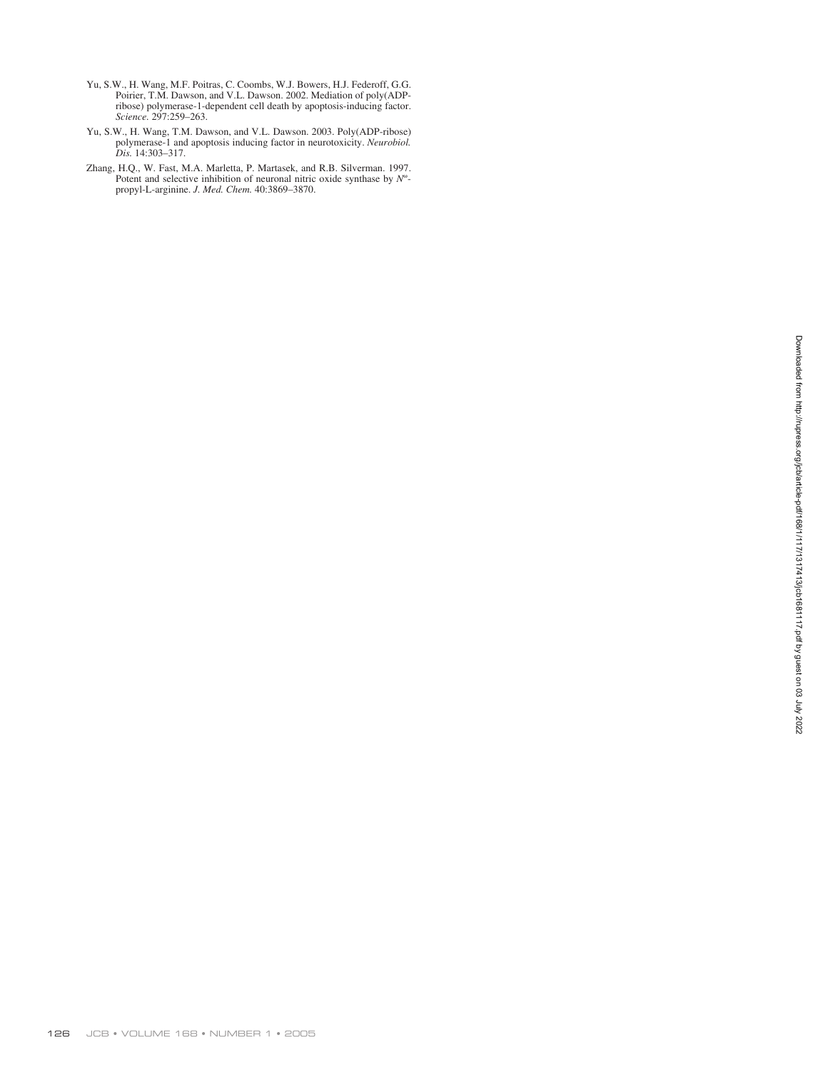Yu, S.W., H. Wang, M.F. Poitras, C. Coombs, W.J. Bowers, H.J. Federoff, G.G. Poirier, T.M. Dawson, and V.L. Dawson. 2002. Mediation of poly(ADP-ribose) polymerase-1-dependent cell death by apoptosis-inducing factor. *Science*. 297:259–263.

Yu, S.W., H. Wang, T.M. Dawson, and V.L. Dawson. 2003. Poly(ADP-ribose) polymerase-1 and apoptosis inducing factor in neurotoxicity. *Neurobiol. Dis.* 14:303–317.

Zhang, H.Q., W. Fast, M.A. Marletta, P. Martasek, and R.B. Silverman. 1997. Potent and selective inhibition of neuronal nitric oxide synthase by $N^{\omega}$-propyl-L-arginine. *J. Med. Chem.* 40:3869–3870.